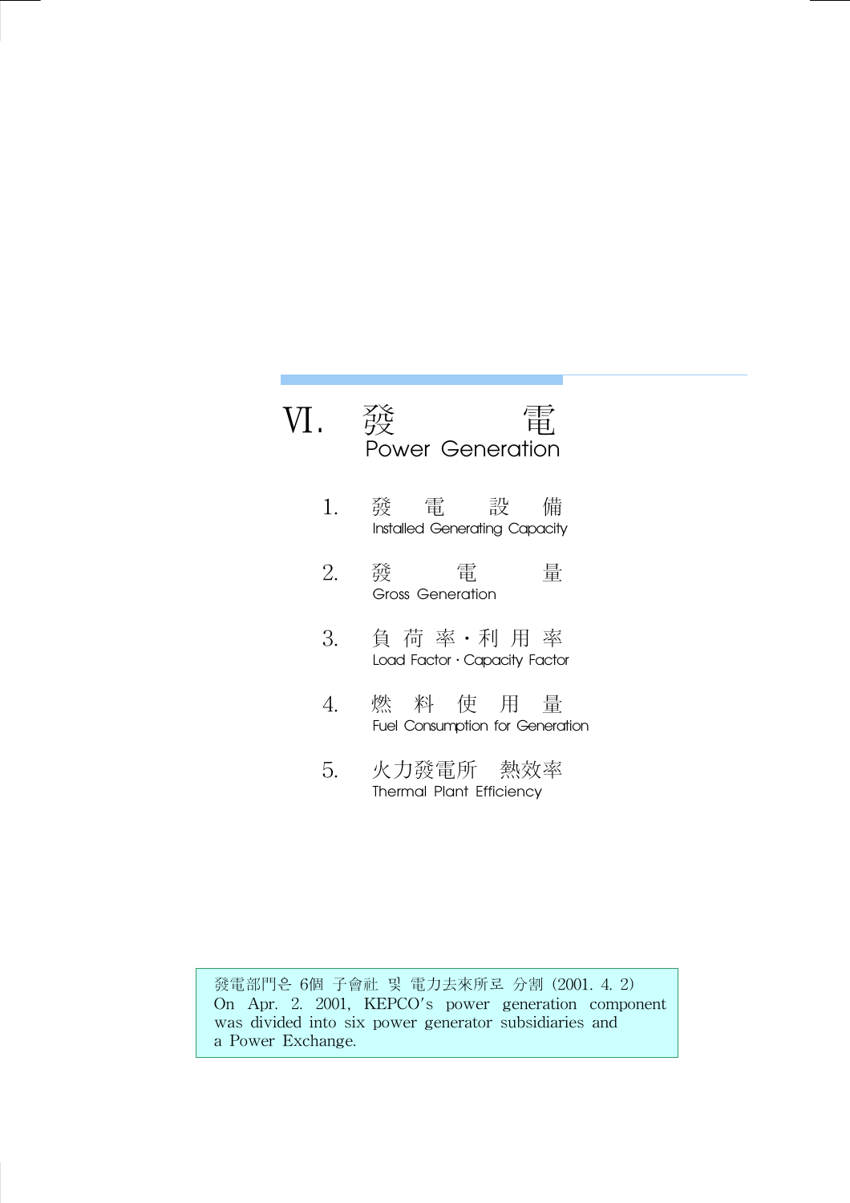# Ⅵ. 發　　　電
## Power Generation

1. 發　電　設　備
   Installed Generating Capacity

2. 發　　電　　量
   Gross Generation

3. 負 荷 率·利 用 率
   Load Factor · Capacity Factor

4. 燃　料　使　用　量
   Fuel Consumption for Generation

5. 火力發電所　熱效率
   Thermal Plant Efficiency

發電部門은 6個 子會社 및 電力去來所로 分割 (2001. 4. 2)
On Apr. 2. 2001, KEPCO's power generation component was divided into six power generator subsidiaries and a Power Exchange.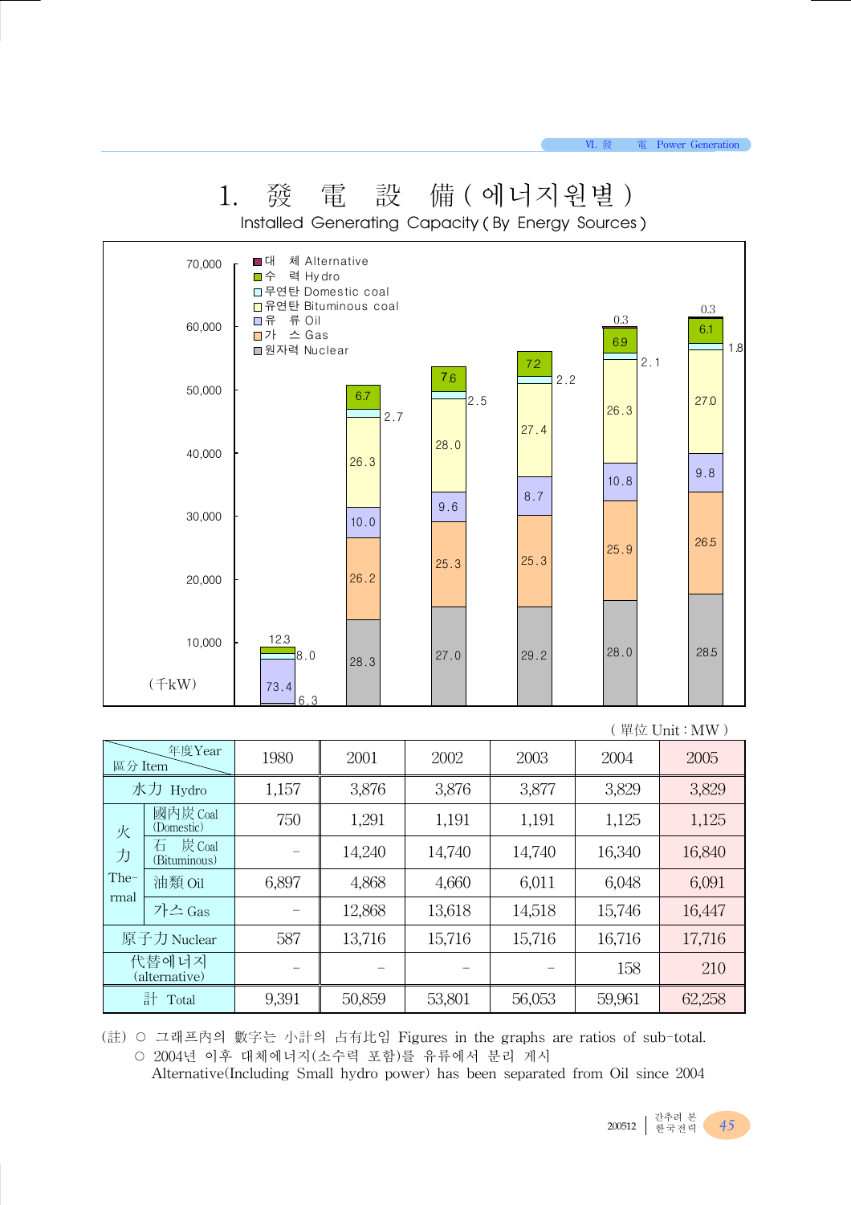# 1. 發 電 設 備 ( 에너지원별 )

Installed Generating Capacity ( By Energy Sources )

■대 체 Alternative
■수 력 Hydro
□무연탄 Domestic coal
□유연탄 Bituminous coal
□유 류 Oil
□가 스 Gas
■원자력 Nuclear

(千kW)

| 연도 | 원자력 Nuclear | 가스 Gas | 유류 Oil | 유연탄 Bituminous coal | 무연탄 Domestic coal | 수력 Hydro | 대체 Alternative |
|---|---|---|---|---|---|---|---|
| 1980 | 6.3 | | 73.4 | | 8.0 | 12.3 | |
| 2001 | 28.3 | 26.2 | 10.0 | 26.3 | 2.7 | 6.7 | |
| 2002 | 27.0 | 25.3 | 9.6 | 28.0 | 2.5 | 7.6 | |
| 2003 | 29.2 | 25.3 | 8.7 | 27.4 | 2.2 | 7.2 | |
| 2004 | 28.0 | 25.9 | 10.8 | 26.3 | 2.1 | 6.9 | 0.3 |
| 2005 | 28.5 | 26.5 | 9.8 | 27.0 | 1.8 | 6.1 | 0.3 |

( 單位 Unit : MW )

| 年度Year / 區分 Item | | 1980 | 2001 | 2002 | 2003 | 2004 | 2005 |
|---|---|---|---|---|---|---|---|
| 水力 Hydro | | 1,157 | 3,876 | 3,876 | 3,877 | 3,829 | 3,829 |
| 火力 Thermal | 國內炭 Coal (Domestic) | 750 | 1,291 | 1,191 | 1,191 | 1,125 | 1,125 |
| | 石 炭 Coal (Bituminous) | – | 14,240 | 14,740 | 14,740 | 16,340 | 16,840 |
| | 油類 Oil | 6,897 | 4,868 | 4,660 | 6,011 | 6,048 | 6,091 |
| | 가스 Gas | – | 12,868 | 13,618 | 14,518 | 15,746 | 16,447 |
| 原子力 Nuclear | | 587 | 13,716 | 15,716 | 15,716 | 16,716 | 17,716 |
| 代替에너지 (alternative) | | – | – | – | – | 158 | 210 |
| 計 Total | | 9,391 | 50,859 | 53,801 | 56,053 | 59,961 | 62,258 |

(註) ○ 그래프內의 數字는 小計의 占有比임 Figures in the graphs are ratios of sub-total.

○ 2004년 이후 대체에너지(소수력 포함)를 유류에서 분리 게시
Alternative(Including Small hydro power) has been separated from Oil since 2004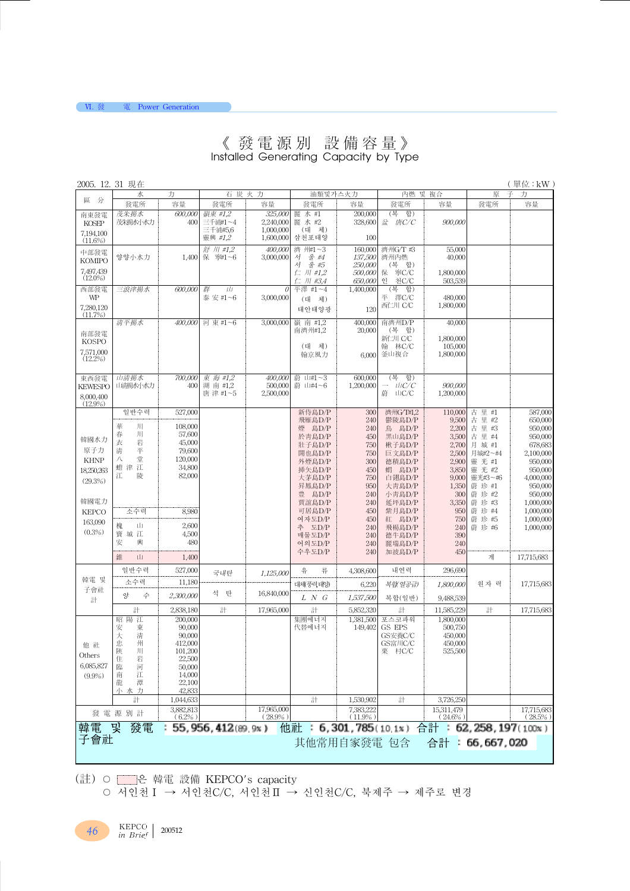# 《 發電源別 設備容量 》
Installed Generating Capacity by Type

2005. 12. 31 現在 (單位 : kW)

| 區分 | 水力 | | 石炭火力 | | 油類및가스火力 | | 內燃 및 複合 | | 原子力 | |
|---|---|---|---|---|---|---|---|---|---|---|
| | 發電所 | 容量 | 發電所 | 容量 | 發電所 | 容量 | 發電所 | 容量 | 發電所 | 容量 |
| 南東發電 KOSEP 7,194,100 (11.6%) | 茂朱揚水<br>茂朱揚水小水力 | 600,000<br>400 | 嶺東 #1,2<br>三千浦#1~4<br>三千浦#5,6<br>靈興 #1,2 | 325,000<br>2,240,000<br>1,000,000<br>1,600,000 | 麗水 #1<br>麗水 #2<br>(대체)<br>삼천포태양 | 200,000<br>328,600<br><br>100 | (복합)<br>盆唐C/C | <br>900,000 | | |
| 中部發電 KOMIPO 7,497,439 (12.0%) | 양양小水力 | 1,400 | 舒川 #1,2<br>保寧#1~6 | 400,000<br>3,000,000 | 濟州#1~3<br>서울 #4<br>서울 #5<br>仁川 #1,2<br>仁川 #3,4 | 160,000<br>137,500<br>250,000<br>500,000<br>650,000 | 濟州G/T #3<br>濟州內燃<br>(복합)<br>保寧C/C<br>인천C/C | 55,000<br>40,000<br><br>1,800,000<br>503,539 | | |
| 西部發電 WP 7,280,120 (11.7%) | 三浪津揚水 | 600,000 | 群山<br>泰安 #1~6 | 0<br>3,000,000 | 平澤 #1~4<br>(대체)<br>태안태양광 | 1,400,000<br><br>120 | (복합)<br>平澤C/C<br>西仁川 C/C | <br>480,000<br>1,800,000 | | |
| 南部發電 KOSPO 7,571,000 (12.2%) | 淸平揚水 | 400,000 | 河東 #1~6 | 3,000,000 | 嶺南 #1,2<br>南濟州#1,2<br>(대체)<br>翰京風力 | 400,000<br>20,000<br><br>6,000 | 南濟州D/P<br>(복합)<br>新仁川 C/C<br>翰林C/C<br>釜山複合 | 40,000<br><br>1,800,000<br>105,000<br>1,800,000 | | |
| 東西發電 KEWESPO 8,000,400 (12.9%) | 山淸揚水<br>山淸揚水小水力 | 700,000<br>400 | 東海 #1,2<br>湖南 #1,2<br>唐津 #1~5 | 400,000<br>500,000<br>2,500,000 | 蔚山#1~3<br>蔚山#4~6 | 600,000<br>1,200,000 | (복합)<br>一山C/C<br>蔚山C/C | <br>900,000<br>1,200,000 | | |
| 韓國水力原子力 KHNP 18,250,263 (29.3%) / 韓國電力 KEPCO 163,090 (0.3%) | 일반수력<br>華川<br>春川<br>衣岩<br>淸平<br>八堂<br>蟾津江<br>江陵<br>소수력<br>槐山<br>寶城江<br>安興<br>錐山 | 527,000<br>108,000<br>57,600<br>45,000<br>79,600<br>120,000<br>34,800<br>82,000<br>8,980<br>2,600<br>4,500<br>480<br>1,400 | | | 新侍島D/P<br>飛雁島D/P<br>煙島D/P<br>於靑島D/P<br>壯子島D/P<br>開也島D/P<br>外煙島D/P<br>揷矢島D/P<br>大茅島D/P<br>昇鳳島D/P<br>豊島D/P<br>賈誼島D/P<br>可居島D/P<br>여자도D/P<br>추도D/P<br>매물도D/P<br>어의도D/P<br>수우도D/P | 300<br>240<br>240<br>450<br>750<br>750<br>300<br>450<br>750<br>950<br>240<br>240<br>450<br>450<br>240<br>240<br>240<br>240 | 濟州G/T#1,2<br>鬱陵島D/P<br>鳥島D/P<br>黑山島D/P<br>巨文島D/P<br>楸子島D/P<br>德積島D/P<br>蝟島D/P<br>白翎島D/P<br>大靑島D/P<br>小靑島D/P<br>延坪島D/P<br>紫月島D/P<br>紅島D/P<br>飛楊島D/P<br>德牛島D/P<br>麗瑞島D/P<br>加波島D/P | 110,000<br>9,500<br>2,200<br>3,500<br>2,700<br>2,500<br>2,900<br>3,850<br>9,000<br>1,350<br>300<br>3,350<br>950<br>750<br>240<br>390<br>240<br>450 | 古里 #1<br>古里 #2<br>古里 #3<br>古里 #4<br>月城 #1<br>月城#2~#4<br>靈光 #1<br>靈光 #2<br>靈光#3~#6<br>蔚珍 #1<br>蔚珍 #2<br>蔚珍 #3<br>蔚珍 #4<br>蔚珍 #5<br>蔚珍 #6<br>계 | 587,000<br>650,000<br>950,000<br>950,000<br>678,683<br>2,100,000<br>950,000<br>950,000<br>4,000,000<br>950,000<br>950,000<br>1,000,000<br>1,000,000<br>1,000,000<br>1,000,000<br>17,715,683 |
| 韓電 및 子會社 計 | 일반수력<br>소수력<br>양수 | 527,000<br>11,180<br>2,300,000 | 국내탄<br>석탄 | 1,125,000<br>16,840,000 | 유류<br>대체(풍력태양)<br>LNG | 4,308,600<br>6,220<br>1,537,500 | 내연력<br>복합(열공급)<br>복합(일반) | 296,690<br>1,800,000<br>9,488,539 | 원자력 | 17,715,683 |
| | 계 | 2,838,180 | 計 | 17,965,000 | 計 | 5,852,320 | 計 | 11,585,229 | 計 | 17,715,683 |
| 他社 Others 6,085,827 (9.9%) | 昭陽江<br>安東<br>大淸<br>忠州<br>陜川<br>住岩<br>臨河<br>南江<br>龍潭<br>小水力 | 200,000<br>90,000<br>90,000<br>412,000<br>101,200<br>22,500<br>50,000<br>14,000<br>22,100<br>42,833 | | | 集團에너지<br>代替에너지 | 1,381,500<br>149,402 | 포스코파워<br>GS EPS<br>GS安養C/C<br>GS富川C/C<br>栗村C/C | 1,800,000<br>500,750<br>450,000<br>450,000<br>525,500 | | |
| | 計 | 1,044,633 | | | 計 | 1,530,902 | 計 | 3,726,250 | | |
| 發電源別計 | | 3,882,813 (6.2%) | | 17,965,000 (28.9%) | | 7,383,222 (11.9%) | | 15,311,479 (24.6%) | | 17,715,683 (28.5%) |

韓電 및 子會社 : 55,956,412(89.9%) 他社 : 6,301,785(10.1%) 合計 : 62,258,197(100%)

其他常用自家發電 包含 合計 : 66,667,020

(註) ○ [ ]은 韓電 設備 KEPCO's capacity
○ 서인천Ⅰ → 서인천C/C, 서인천Ⅱ → 신인천C/C, 북제주 → 제주로 변경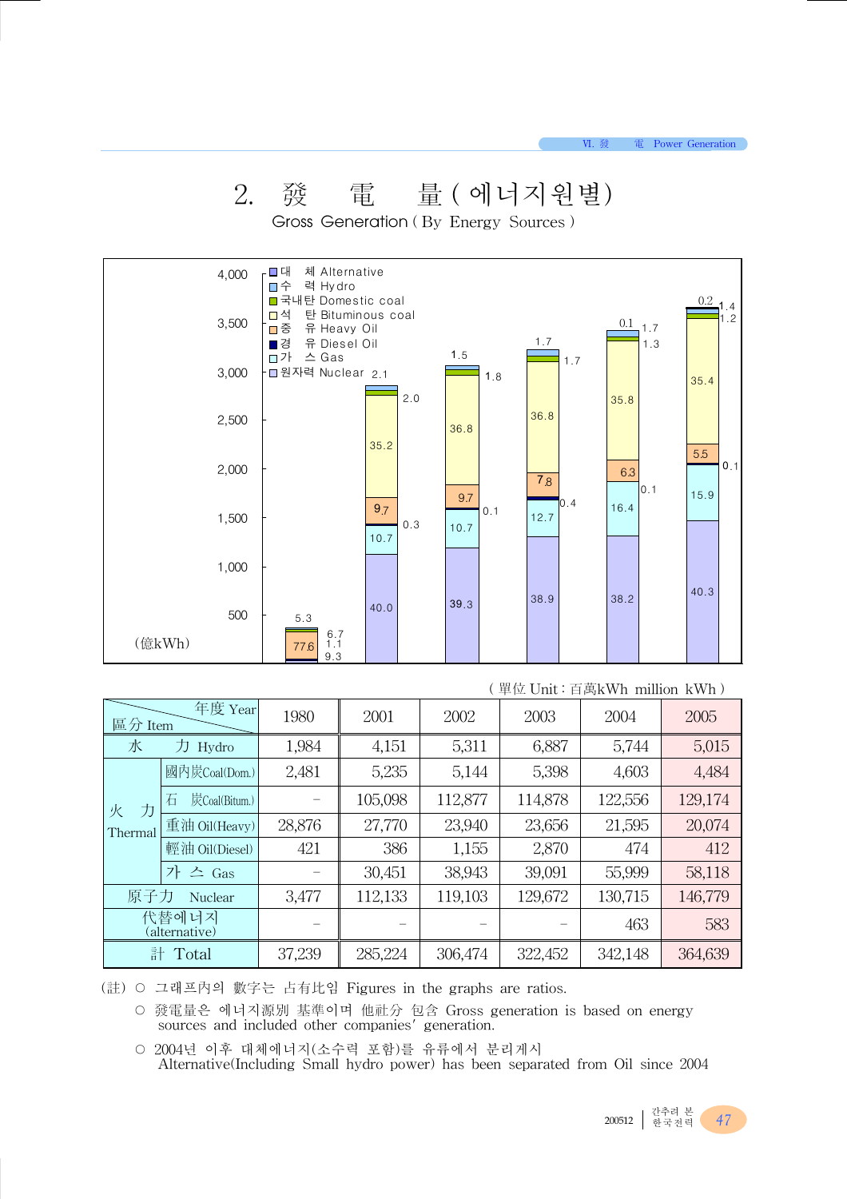## 2. 發 電 量 ( 에너지원별)

Gross Generation ( By Energy Sources )

(單位 Unit : 百萬kWh million kWh )

| 區分 Item | | 1980 | 2001 | 2002 | 2003 | 2004 | 2005 |
|---|---|---|---|---|---|---|---|
| 水 力 Hydro | | 1,984 | 4,151 | 5,311 | 6,887 | 5,744 | 5,015 |
| 火 力 Thermal | 國內炭Coal(Dom.) | 2,481 | 5,235 | 5,144 | 5,398 | 4,603 | 4,484 |
| | 石 炭Coal(Bitum.) | − | 105,098 | 112,877 | 114,878 | 122,556 | 129,174 |
| | 重油 Oil(Heavy) | 28,876 | 27,770 | 23,940 | 23,656 | 21,595 | 20,074 |
| | 輕油 Oil(Diesel) | 421 | 386 | 1,155 | 2,870 | 474 | 412 |
| | 가 스 Gas | − | 30,451 | 38,943 | 39,091 | 55,999 | 58,118 |
| 原子力 Nuclear | | 3,477 | 112,133 | 119,103 | 129,672 | 130,715 | 146,779 |
| 代替에너지 (alternative) | | − | − | − | − | 463 | 583 |
| 計 Total | | 37,239 | 285,224 | 306,474 | 322,452 | 342,148 | 364,639 |

(註) ○ 그래프內의 數字는 占有比임 Figures in the graphs are ratios.

○ 發電量은 에너지源別 基準이며 他社分 包含 Gross generation is based on energy sources and included other companies' generation.

○ 2004년 이후 대체에너지(소수력 포함)를 유류에서 분리게시 Alternative(Including Small hydro power) has been separated from Oil since 2004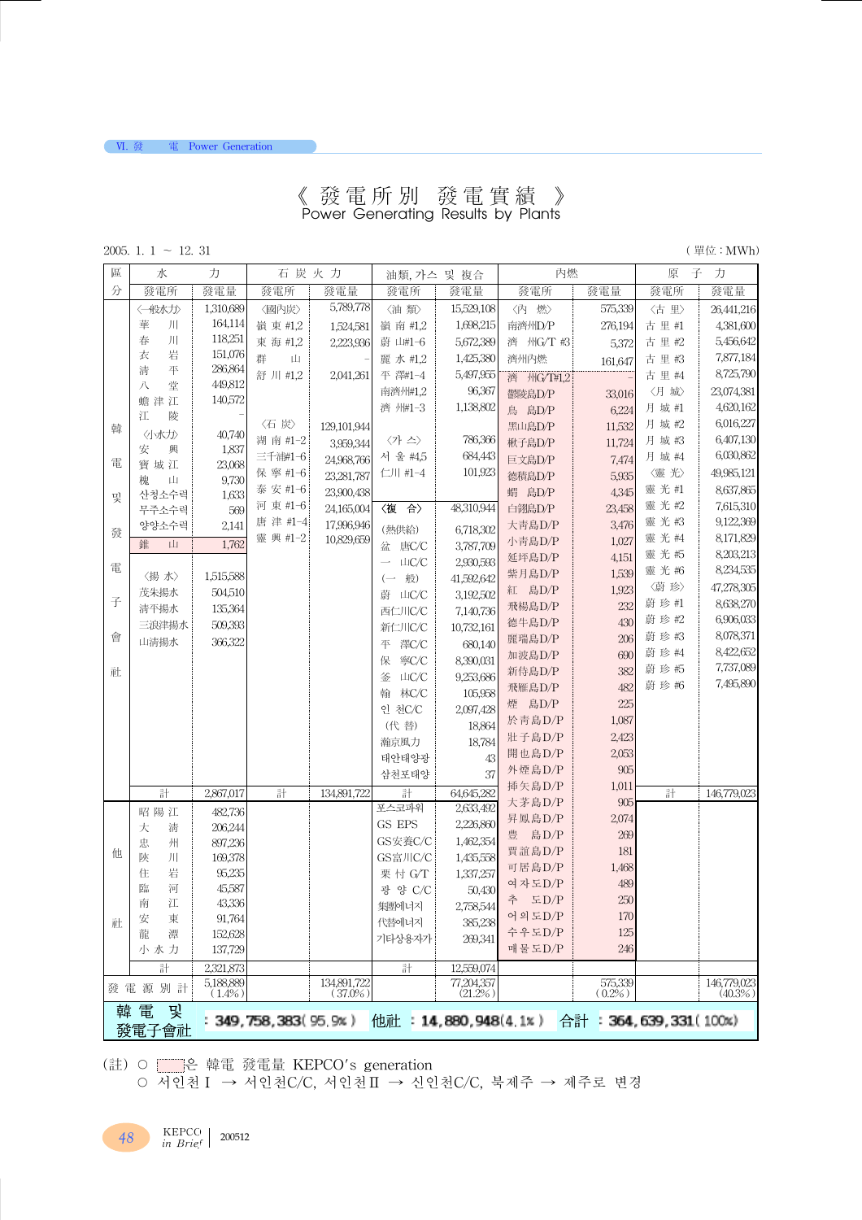# 《 發電所別 發電實績 》
Power Generating Results by Plants

2005. 1. 1 ~ 12. 31 (單位 : MWh)

| 區分 | 水力 發電所 | 水力 發電量 | 石炭火力 發電所 | 石炭火力 發電量 | 油類, 가스 및 複合 發電所 | 油類, 가스 및 複合 發電量 | 內燃 發電所 | 內燃 發電量 | 原子力 發電所 | 原子力 發電量 |
|---|---|---|---|---|---|---|---|---|---|---|
| 韓電 및 發電子會社 | 〈一般水力〉 | 1,310,689 | 〈國內炭〉 | 5,789,778 | 〈油 類〉 | 15,529,108 | 〈內 燃〉 | 575,339 | 〈古 里〉 | 26,441,216 |
| | 華 川 | 164,114 | 嶺 東 #1,2 | 1,524,581 | 嶺 南 #1,2 | 1,698,215 | 南濟州D/P | 276,194 | 古 里 #1 | 4,381,600 |
| | 春 川 | 118,251 | 東 海 #1,2 | 2,223,936 | 蔚 山#1~6 | 5,672,389 | 濟 州G/T #3 | 5,372 | 古 里 #2 | 5,456,642 |
| | 衣 岩 | 151,076 | 群 山 | - | 麗 水 #1,2 | 1,425,380 | 濟州內燃 | 161,647 | 古 里 #3 | 7,877,184 |
| | 淸 平 | 286,864 | 舒 川 #1,2 | 2,041,261 | 平 澤#1~4 | 5,497,955 | 濟 州G/T#1,2 | - | 古 里 #4 | 8,725,790 |
| | 八 堂 | 449,812 | | | 南濟州#1,2 | 96,367 | 鬱陵島D/P | 33,016 | 〈月 城〉 | 23,074,381 |
| | 蟾 津 江 | 140,572 | | | 濟 州#1~3 | 1,138,802 | 烏 島D/P | 6,224 | 月 城 #1 | 4,620,162 |
| | 江 陵 | - | 〈石 炭〉 | 129,101,944 | | | 黑山島D/P | 11,532 | 月 城 #2 | 6,016,227 |
| | 〈小水力〉 | 40,740 | 湖 南 #1~2 | 3,959,344 | 〈가 스〉 | 786,366 | 楸子島D/P | 11,724 | 月 城 #3 | 6,407,130 |
| | 安 興 | 1,837 | 三千浦#1~6 | 24,968,766 | 서 울 #4,5 | 684,443 | 巨文島D/P | 7,474 | 月 城 #4 | 6,030,862 |
| | 寶 城 江 | 23,068 | 保 寧 #1~6 | 23,281,787 | 仁川 #1~4 | 101,923 | 德積島D/P | 5,935 | 〈靈 光〉 | 49,985,121 |
| | 槐 山 | 9,730 | 泰 安 #1~6 | 23,900,438 | | | 蝟 島D/P | 4,345 | 靈 光 #1 | 8,637,865 |
| | 산청소수력 | 1,633 | 河 東 #1~6 | 24,165,004 | 〈複 合〉 | 48,310,944 | 白翎島D/P | 23,458 | 靈 光 #2 | 7,615,310 |
| | 무주소수력 | 569 | 唐 津 #1~4 | 17,996,946 | (熱供給) | 6,718,302 | 大靑島D/P | 3,476 | 靈 光 #3 | 9,122,369 |
| | 양양소수력 | 2,141 | 靈 興 #1~2 | 10,829,659 | 盆 唐C/C | 3,787,709 | 小靑島D/P | 1,027 | 靈 光 #4 | 8,171,829 |
| | 錐 山 | 1,762 | | | 一 山C/C | 2,930,593 | 延坪島D/P | 4,151 | 靈 光 #5 | 8,203,213 |
| | | | | | (一 般) | 41,592,642 | 紫月島D/P | 1,539 | 靈 光 #6 | 8,234,535 |
| | 〈揚 水〉 | 1,515,588 | | | 蔚 山C/C | 3,192,502 | 紅 島D/P | 1,923 | 〈蔚 珍〉 | 47,278,305 |
| | 茂朱揚水 | 504,510 | | | 西仁川C/C | 7,140,736 | 飛楊島D/P | 232 | 蔚 珍 #1 | 8,638,270 |
| | 淸平揚水 | 135,364 | | | 新仁川C/C | 10,732,161 | 德牛島D/P | 430 | 蔚 珍 #2 | 6,906,033 |
| | 三浪津揚水 | 509,393 | | | 平 澤C/C | 680,140 | 麗瑞島D/P | 206 | 蔚 珍 #3 | 8,078,371 |
| | 山淸揚水 | 366,322 | | | 保 寧C/C | 8,390,031 | 加波島D/P | 690 | 蔚 珍 #4 | 8,422,652 |
| | | | | | 釜 山C/C | 9,253,686 | 新侍島D/P | 382 | 蔚 珍 #5 | 7,737,089 |
| | | | | | 翰 林C/C | 105,958 | 飛雁島D/P | 482 | 蔚 珍 #6 | 7,495,890 |
| | | | | | 인 천C/C | 2,097,428 | 煙 島D/P | 225 | | |
| | | | | | (代 替) | 18,864 | 於靑島D/P | 1,087 | | |
| | | | | | 瀬京風力 | 18,784 | 壯子島D/P | 2,423 | | |
| | | | | | 태안태양광 | 43 | 開也島D/P | 2,053 | | |
| | | | | | 삼천포태양 | 37 | 外煙島D/P | 905 | | |
| | 計 | 2,867,017 | 計 | 134,891,722 | 計 | 64,645,282 | 揷矢島D/P | 1,011 | 計 | 146,779,023 |
| 他社 | 昭陽江 | 482,736 | | | 포스코파워 | 2,633,492 | 大孝島D/P | 905 | | |
| | 大 淸 | 206,244 | | | GS EPS | 2,226,860 | 昇鳳島D/P | 2,074 | | |
| | 忠 州 | 897,236 | | | GS安養C/C | 1,462,354 | 豊 島D/P | 269 | | |
| | 陜 川 | 169,378 | | | GS富川C/C | 1,435,558 | 買誼島D/P | 181 | | |
| | 住 岩 | 95,235 | | | 栗 村 G/T | 1,337,257 | 可居島D/P | 1,468 | | |
| | 臨 河 | 45,587 | | | 광 양 C/C | 50,430 | 여자도D/P | 489 | | |
| | 南 江 | 43,336 | | | 集團에너지 | 2,758,544 | 추 도D/P | 250 | | |
| | 安 東 | 91,764 | | | 代替에너지 | 385,238 | 어의도D/P | 170 | | |
| | 龍 潭 | 152,628 | | | 기타상용자가 | 269,341 | 수우도D/P | 125 | | |
| | 小水力 | 137,729 | | | | | 매물도D/P | 246 | | |
| | 計 | 2,321,873 | | | 計 | 12,559,074 | | | | |
| 發電源別計 | | 5,188,889 (1.4%) | | 134,891,722 (37.0%) | | 77,204,357 (21.2%) | | 575,339 (0.2%) | | 146,779,023 (40.3%) |

**韓電 및 發電子會社 : 349,758,383(95.9%)　他社 : 14,880,948(4.1%)　合計 : 364,639,331(100%)**

(註) ○ ▭은 韓電 發電量 KEPCO's generation
○ 서인천Ⅰ → 서인천C/C, 서인천Ⅱ → 신인천C/C, 북제주 → 제주로 변경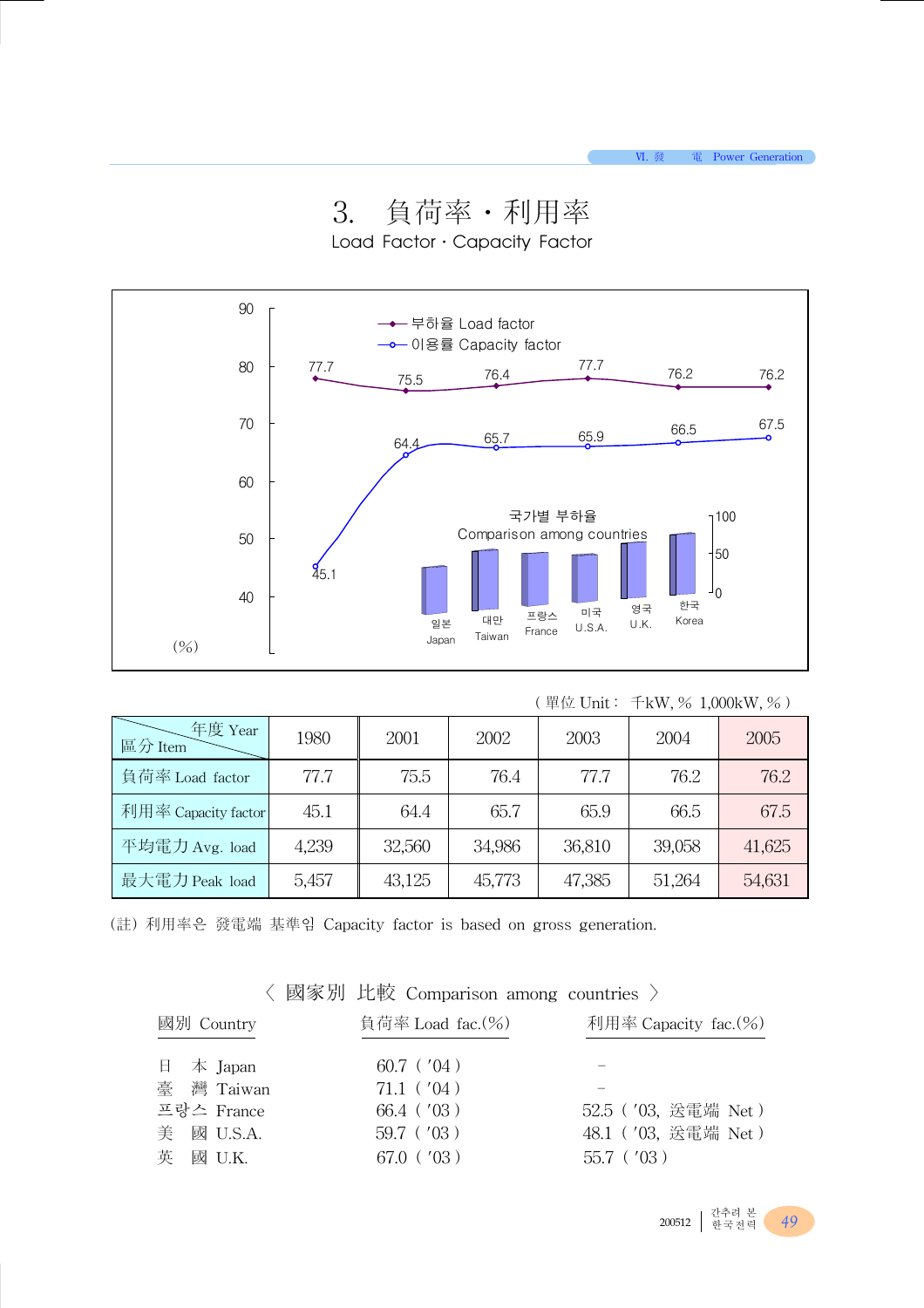# 3. 負荷率・利用率

Load Factor · Capacity Factor

(單位 Unit : 千kW, % 1,000kW, %)

| 年度 Year / 區分 Item | 1980 | 2001 | 2002 | 2003 | 2004 | 2005 |
|---|---|---|---|---|---|---|
| 負荷率 Load factor | 77.7 | 75.5 | 76.4 | 77.7 | 76.2 | 76.2 |
| 利用率 Capacity factor | 45.1 | 64.4 | 65.7 | 65.9 | 66.5 | 67.5 |
| 平均電力 Avg. load | 4,239 | 32,560 | 34,986 | 36,810 | 39,058 | 41,625 |
| 最大電力 Peak load | 5,457 | 43,125 | 45,773 | 47,385 | 51,264 | 54,631 |

(註) 利用率은 發電端 基準임 Capacity factor is based on gross generation.

〈 國家別 比較 Comparison among countries 〉

| 國別 Country | 負荷率 Load fac.(%) | 利用率 Capacity fac.(%) |
|---|---|---|
| 日　本 Japan | 60.7 ('04) | - |
| 臺　灣 Taiwan | 71.1 ('04) | - |
| 프랑스 France | 66.4 ('03) | 52.5 ('03, 送電端 Net) |
| 美　國 U.S.A. | 59.7 ('03) | 48.1 ('03, 送電端 Net) |
| 英　國 U.K. | 67.0 ('03) | 55.7 ('03) |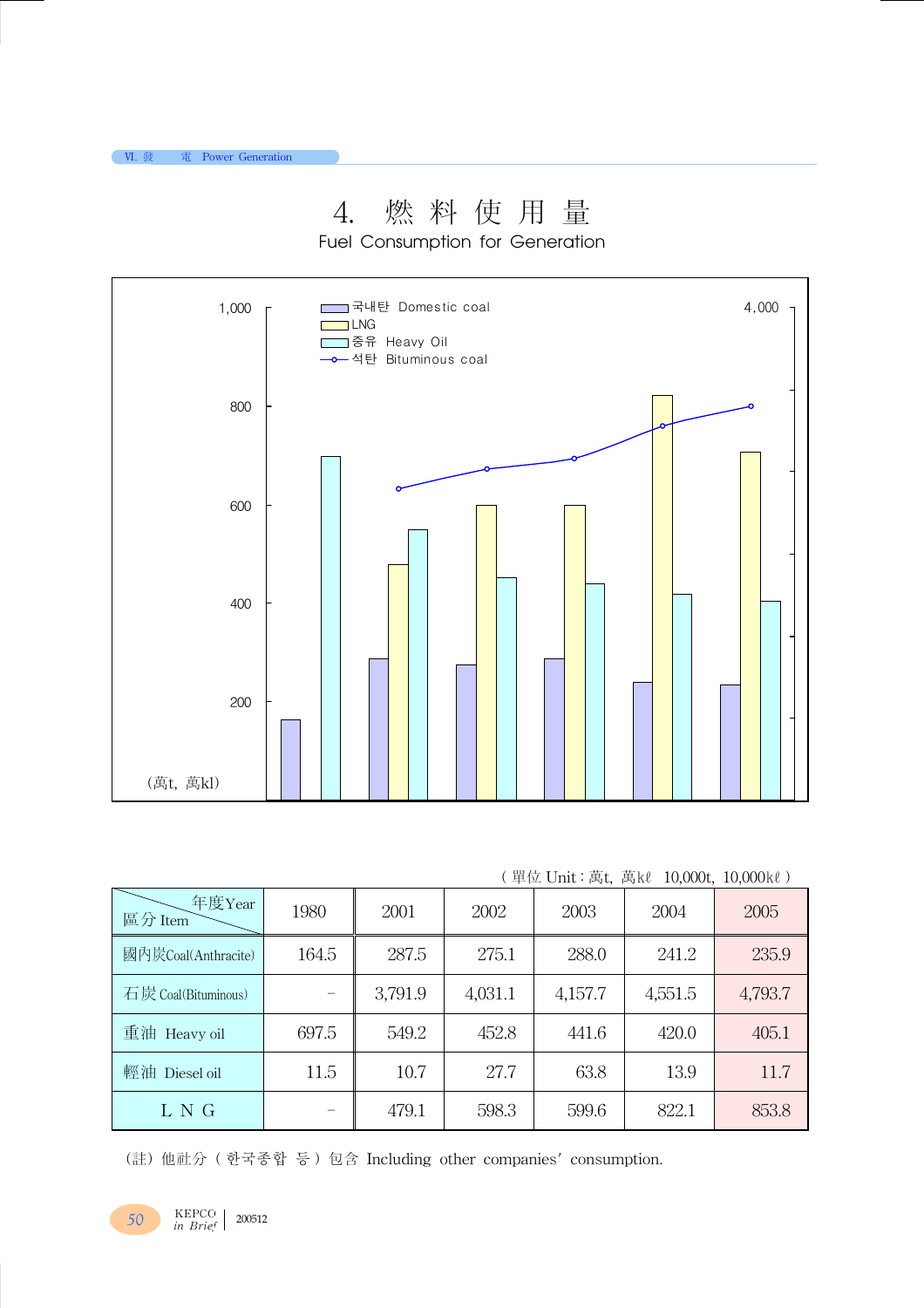# 4. 燃 料 使 用 量

## Fuel Consumption for Generation

(萬t, 萬kl)

국내탄 Domestic coal
LNG
중유 Heavy Oil
석탄 Bituminous coal

( 單位 Unit : 萬t, 萬kℓ 10,000t, 10,000kℓ )

| 年度Year / 區 分 Item | 1980 | 2001 | 2002 | 2003 | 2004 | 2005 |
|---|---|---|---|---|---|---|
| 國內炭Coal(Anthracite) | 164.5 | 287.5 | 275.1 | 288.0 | 241.2 | 235.9 |
| 石炭 Coal(Bituminous) | – | 3,791.9 | 4,031.1 | 4,157.7 | 4,551.5 | 4,793.7 |
| 重油 Heavy oil | 697.5 | 549.2 | 452.8 | 441.6 | 420.0 | 405.1 |
| 輕油 Diesel oil | 11.5 | 10.7 | 27.7 | 63.8 | 13.9 | 11.7 |
| L N G | – | 479.1 | 598.3 | 599.6 | 822.1 | 853.8 |

(註) 他社分 ( 한국종합 등 ) 包含 Including other companies' consumption.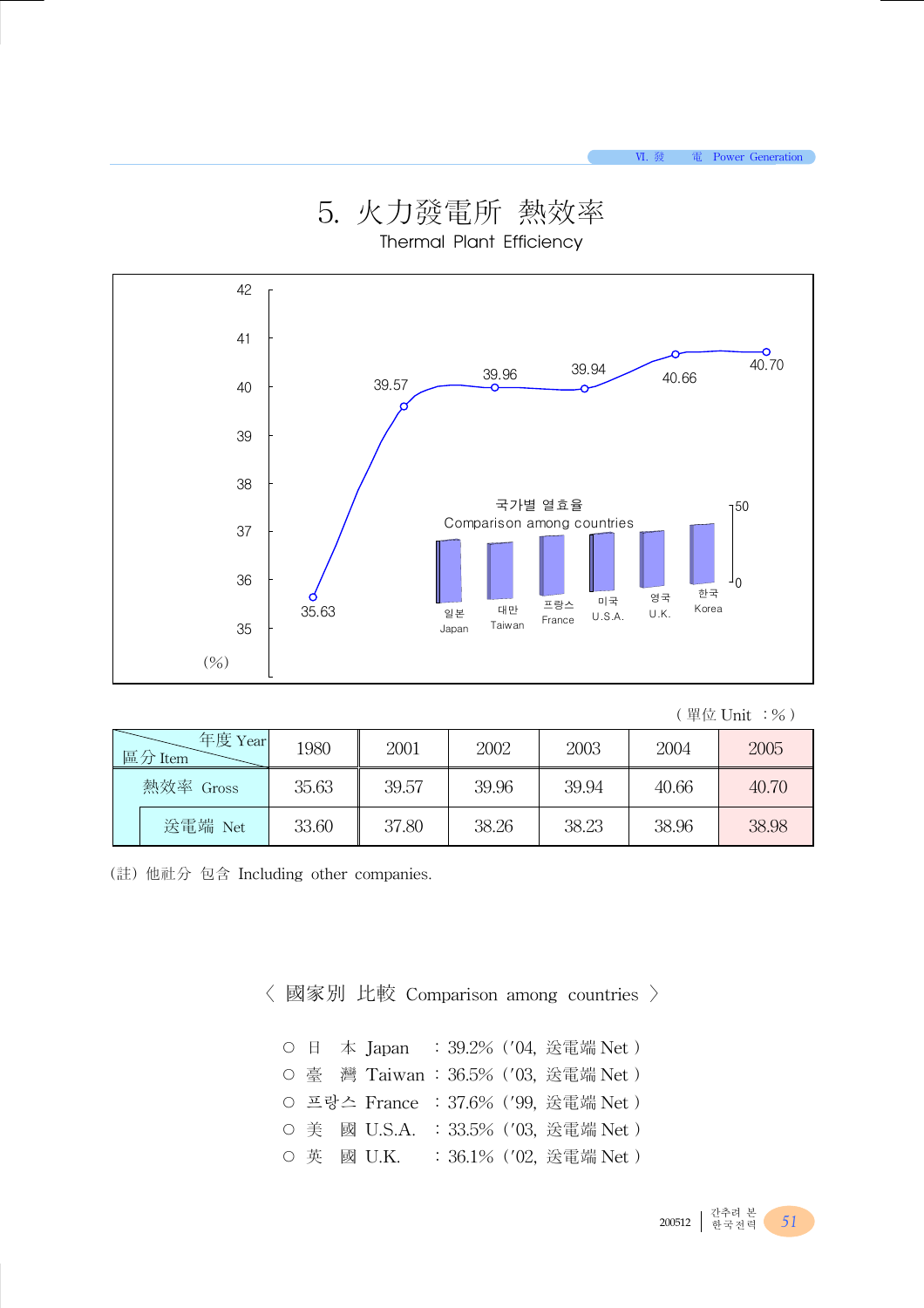# 5. 火力發電所 熱效率

Thermal Plant Efficiency

(單位 Unit ：%)

| 區分 Item / 年度 Year | | 1980 | 2001 | 2002 | 2003 | 2004 | 2005 |
|---|---|---|---|---|---|---|---|
| 熱效率 Gross | | 35.63 | 39.57 | 39.96 | 39.94 | 40.66 | 40.70 |
| | 送電端 Net | 33.60 | 37.80 | 38.26 | 38.23 | 38.96 | 38.98 |

(註) 他社分 包含 Including other companies.

〈 國家別 比較 Comparison among countries 〉

- ○ 日　本 Japan　: 39.2% ('04, 送電端 Net )
- ○ 臺　灣 Taiwan : 36.5% ('03, 送電端 Net )
- ○ 프랑스 France　: 37.6% ('99, 送電端 Net )
- ○ 美　國 U.S.A.　: 33.5% ('03, 送電端 Net )
- ○ 英　國 U.K.　　: 36.1% ('02, 送電端 Net )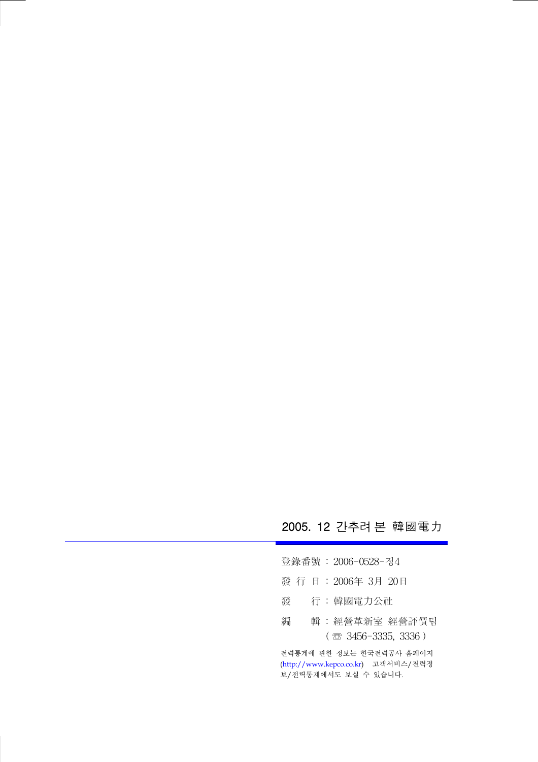## 2005. 12 간추려 본 韓國電力

登錄番號 : 2006-0528-정4

發 行 日 : 2006年 3月 20日

發　　行 : 韓國電力公社

編　　輯 : 經營革新室 經營評價팀
( ☏ 3456-3335, 3336 )

전력통계에 관한 정보는 한국전력공사 홈페이지 (http://www.kepco.co.kr) 고객서비스/전력정보/전력통계에서도 보실 수 있습니다.